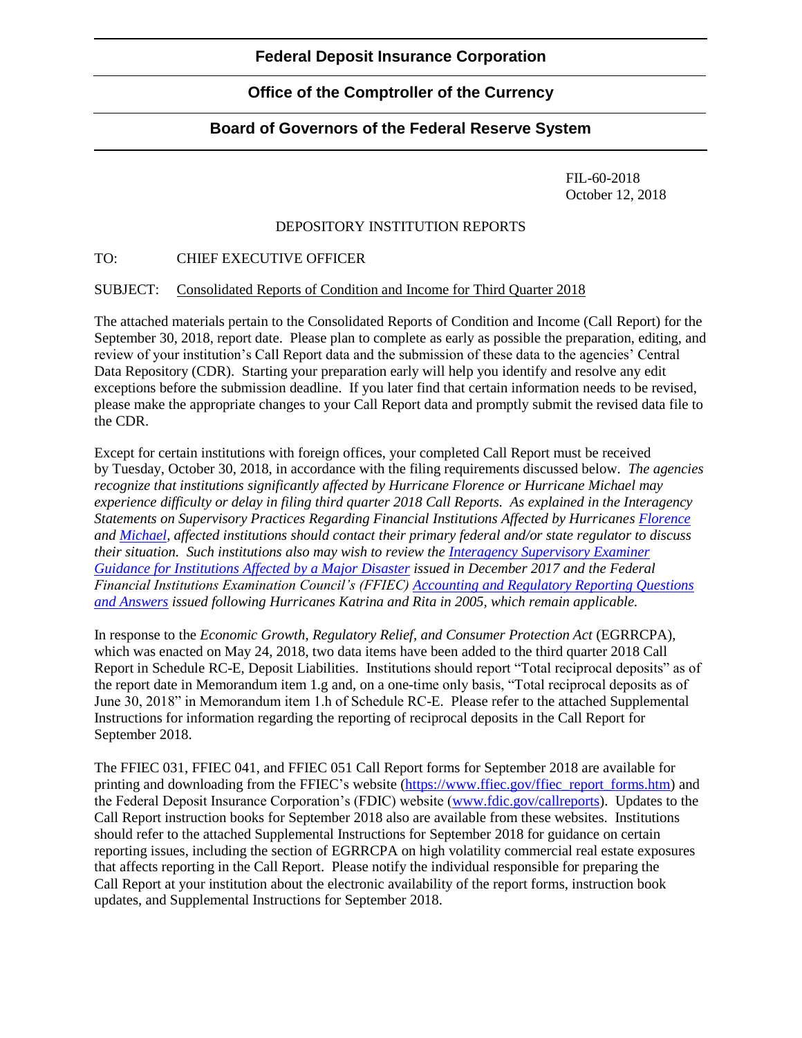**Federal Deposit Insurance Corporation**

**Office of the Comptroller of the Currency**

**Board of Governors of the Federal Reserve System**

FIL-60-2018
October 12, 2018

DEPOSITORY INSTITUTION REPORTS

TO: CHIEF EXECUTIVE OFFICER

SUBJECT: Consolidated Reports of Condition and Income for Third Quarter 2018

The attached materials pertain to the Consolidated Reports of Condition and Income (Call Report) for the September 30, 2018, report date. Please plan to complete as early as possible the preparation, editing, and review of your institution's Call Report data and the submission of these data to the agencies' Central Data Repository (CDR). Starting your preparation early will help you identify and resolve any edit exceptions before the submission deadline. If you later find that certain information needs to be revised, please make the appropriate changes to your Call Report data and promptly submit the revised data file to the CDR.

Except for certain institutions with foreign offices, your completed Call Report must be received by Tuesday, October 30, 2018, in accordance with the filing requirements discussed below. *The agencies recognize that institutions significantly affected by Hurricane Florence or Hurricane Michael may experience difficulty or delay in filing third quarter 2018 Call Reports. As explained in the Interagency Statements on Supervisory Practices Regarding Financial Institutions Affected by Hurricanes Florence and Michael, affected institutions should contact their primary federal and/or state regulator to discuss their situation. Such institutions also may wish to review the Interagency Supervisory Examiner Guidance for Institutions Affected by a Major Disaster issued in December 2017 and the Federal Financial Institutions Examination Council's (FFIEC) Accounting and Regulatory Reporting Questions and Answers issued following Hurricanes Katrina and Rita in 2005, which remain applicable.*

In response to the *Economic Growth, Regulatory Relief, and Consumer Protection Act* (EGRRCPA), which was enacted on May 24, 2018, two data items have been added to the third quarter 2018 Call Report in Schedule RC-E, Deposit Liabilities. Institutions should report "Total reciprocal deposits" as of the report date in Memorandum item 1.g and, on a one-time only basis, "Total reciprocal deposits as of June 30, 2018" in Memorandum item 1.h of Schedule RC-E. Please refer to the attached Supplemental Instructions for information regarding the reporting of reciprocal deposits in the Call Report for September 2018.

The FFIEC 031, FFIEC 041, and FFIEC 051 Call Report forms for September 2018 are available for printing and downloading from the FFIEC's website (https://www.ffiec.gov/ffiec_report_forms.htm) and the Federal Deposit Insurance Corporation's (FDIC) website (www.fdic.gov/callreports). Updates to the Call Report instruction books for September 2018 also are available from these websites. Institutions should refer to the attached Supplemental Instructions for September 2018 for guidance on certain reporting issues, including the section of EGRRCPA on high volatility commercial real estate exposures that affects reporting in the Call Report. Please notify the individual responsible for preparing the Call Report at your institution about the electronic availability of the report forms, instruction book updates, and Supplemental Instructions for September 2018.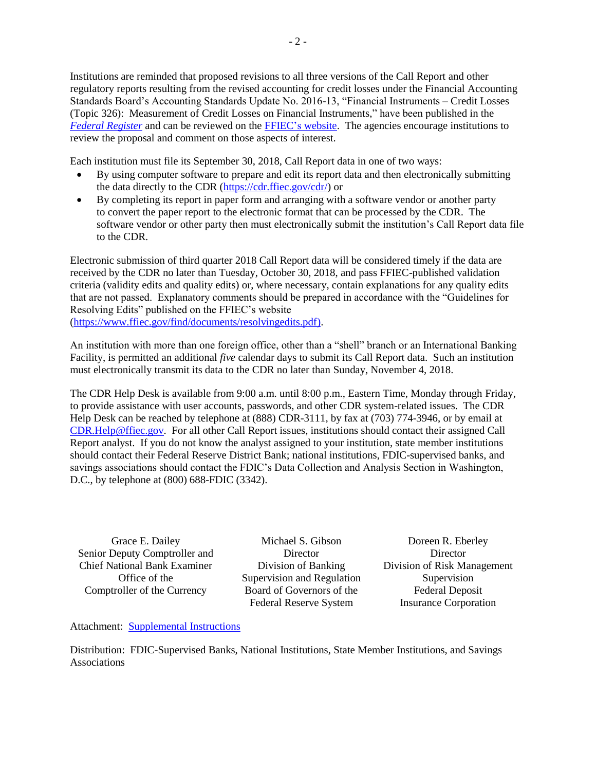Institutions are reminded that proposed revisions to all three versions of the Call Report and other regulatory reports resulting from the revised accounting for credit losses under the Financial Accounting Standards Board's Accounting Standards Update No. 2016-13, "Financial Instruments – Credit Losses (Topic 326): Measurement of Credit Losses on Financial Instruments," have been published in the *Federal Register* and can be reviewed on the FFIEC's website. The agencies encourage institutions to review the proposal and comment on those aspects of interest.

Each institution must file its September 30, 2018, Call Report data in one of two ways:

- By using computer software to prepare and edit its report data and then electronically submitting the data directly to the CDR (https://cdr.ffiec.gov/cdr/) or
- By completing its report in paper form and arranging with a software vendor or another party to convert the paper report to the electronic format that can be processed by the CDR. The software vendor or other party then must electronically submit the institution's Call Report data file to the CDR.

Electronic submission of third quarter 2018 Call Report data will be considered timely if the data are received by the CDR no later than Tuesday, October 30, 2018, and pass FFIEC-published validation criteria (validity edits and quality edits) or, where necessary, contain explanations for any quality edits that are not passed. Explanatory comments should be prepared in accordance with the "Guidelines for Resolving Edits" published on the FFIEC's website (https://www.ffiec.gov/find/documents/resolvingedits.pdf).

An institution with more than one foreign office, other than a "shell" branch or an International Banking Facility, is permitted an additional *five* calendar days to submit its Call Report data. Such an institution must electronically transmit its data to the CDR no later than Sunday, November 4, 2018.

The CDR Help Desk is available from 9:00 a.m. until 8:00 p.m., Eastern Time, Monday through Friday, to provide assistance with user accounts, passwords, and other CDR system-related issues. The CDR Help Desk can be reached by telephone at (888) CDR-3111, by fax at (703) 774-3946, or by email at CDR.Help@ffiec.gov. For all other Call Report issues, institutions should contact their assigned Call Report analyst. If you do not know the analyst assigned to your institution, state member institutions should contact their Federal Reserve District Bank; national institutions, FDIC-supervised banks, and savings associations should contact the FDIC's Data Collection and Analysis Section in Washington, D.C., by telephone at (800) 688-FDIC (3342).

Grace E. Dailey
Senior Deputy Comptroller and
Chief National Bank Examiner
Office of the
Comptroller of the Currency

Michael S. Gibson
Director
Division of Banking
Supervision and Regulation
Board of Governors of the
Federal Reserve System

Doreen R. Eberley
Director
Division of Risk Management
Supervision
Federal Deposit
Insurance Corporation

Attachment: Supplemental Instructions

Distribution: FDIC-Supervised Banks, National Institutions, State Member Institutions, and Savings Associations